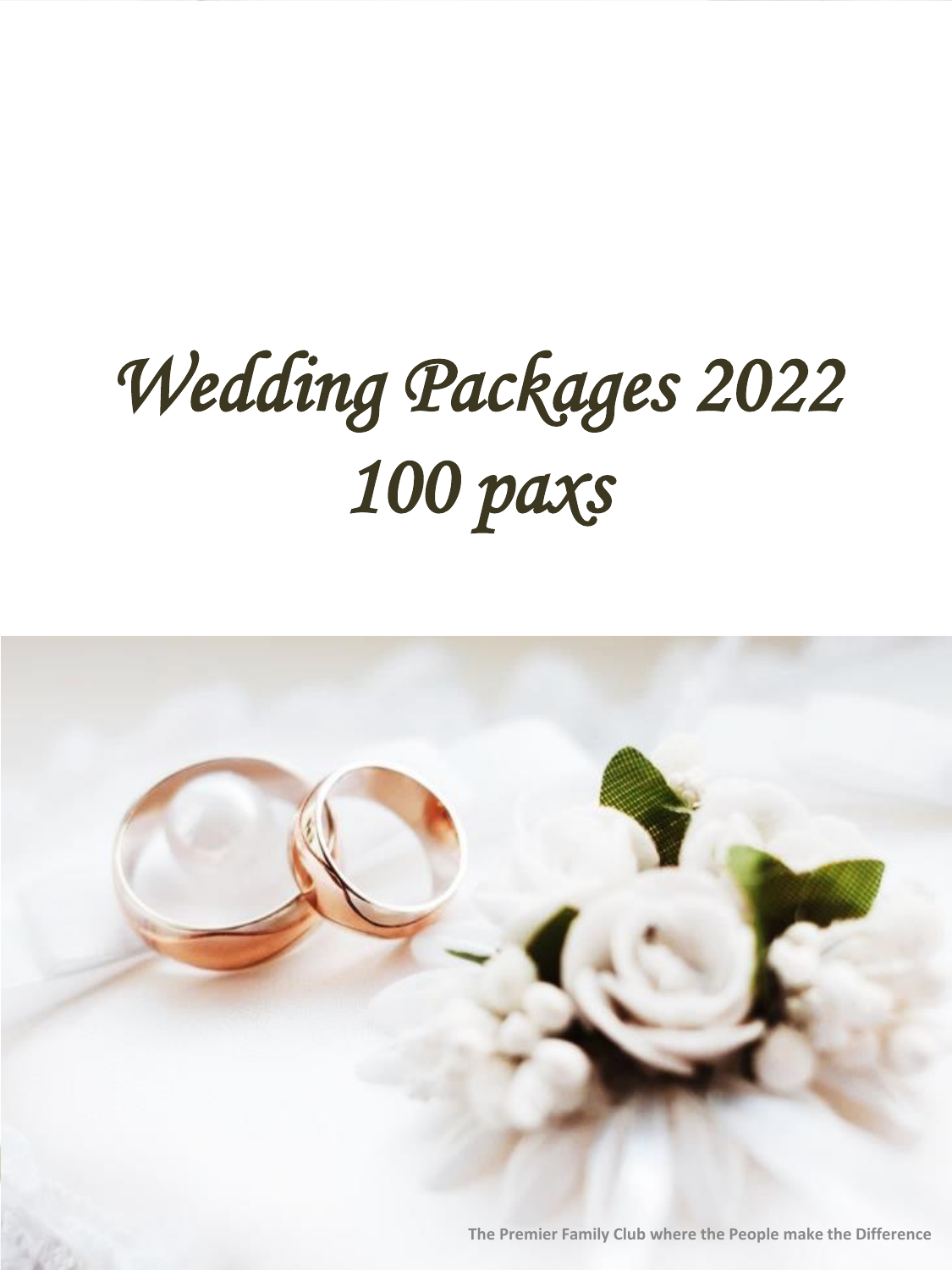# *Wedding Packages 2022*
# *100 paxs*

The Premier Family Club where the People make the Difference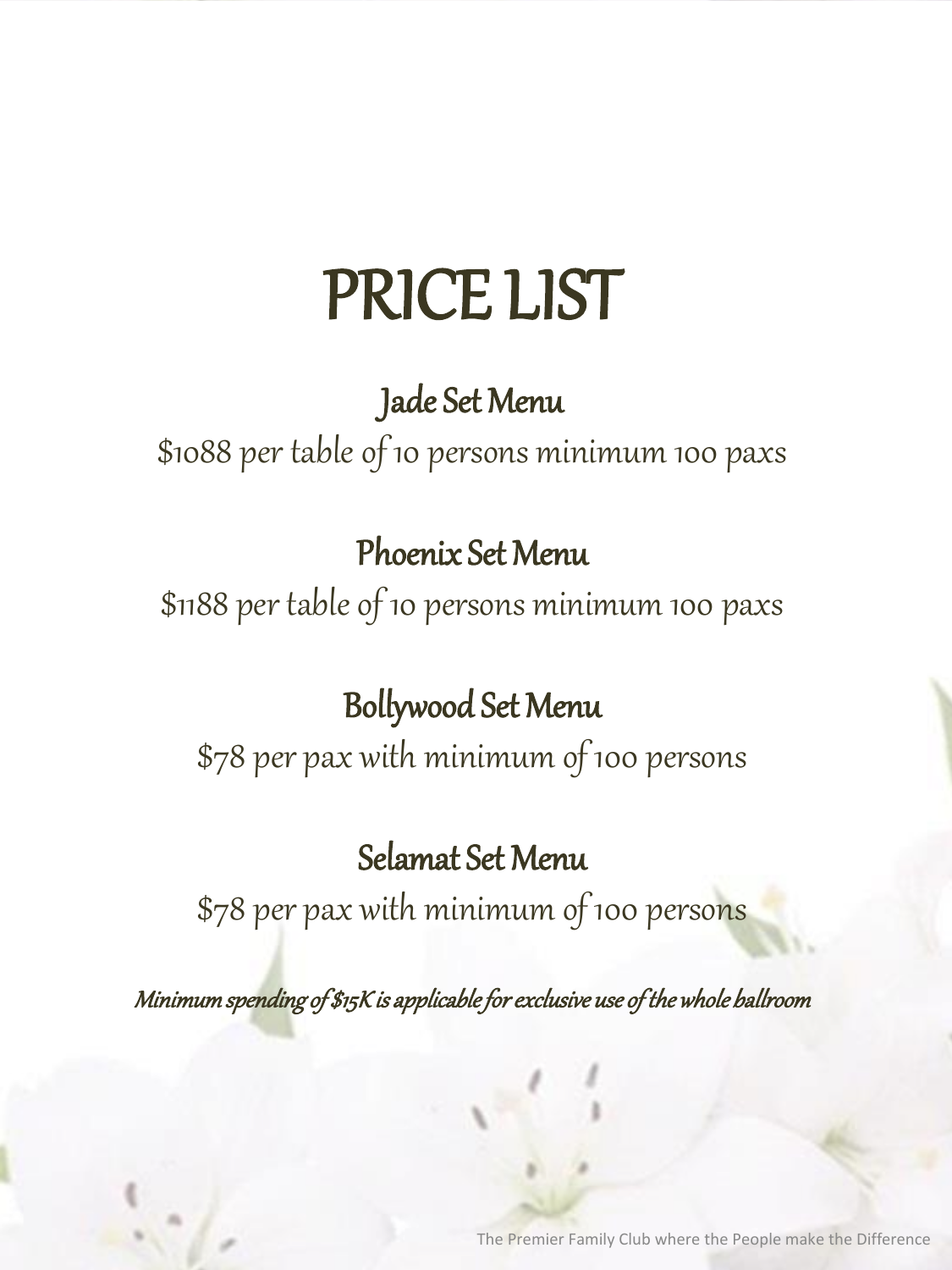# PRICE LIST

## Jade Set Menu

$1088 per table of 10 persons minimum 100 paxs

## Phoenix Set Menu

$1188 per table of 10 persons minimum 100 paxs

## Bollywood Set Menu

$78 per pax with minimum of 100 persons

## Selamat Set Menu

$78 per pax with minimum of 100 persons

***Minimum spending of $15K is applicable for exclusive use of the whole ballroom***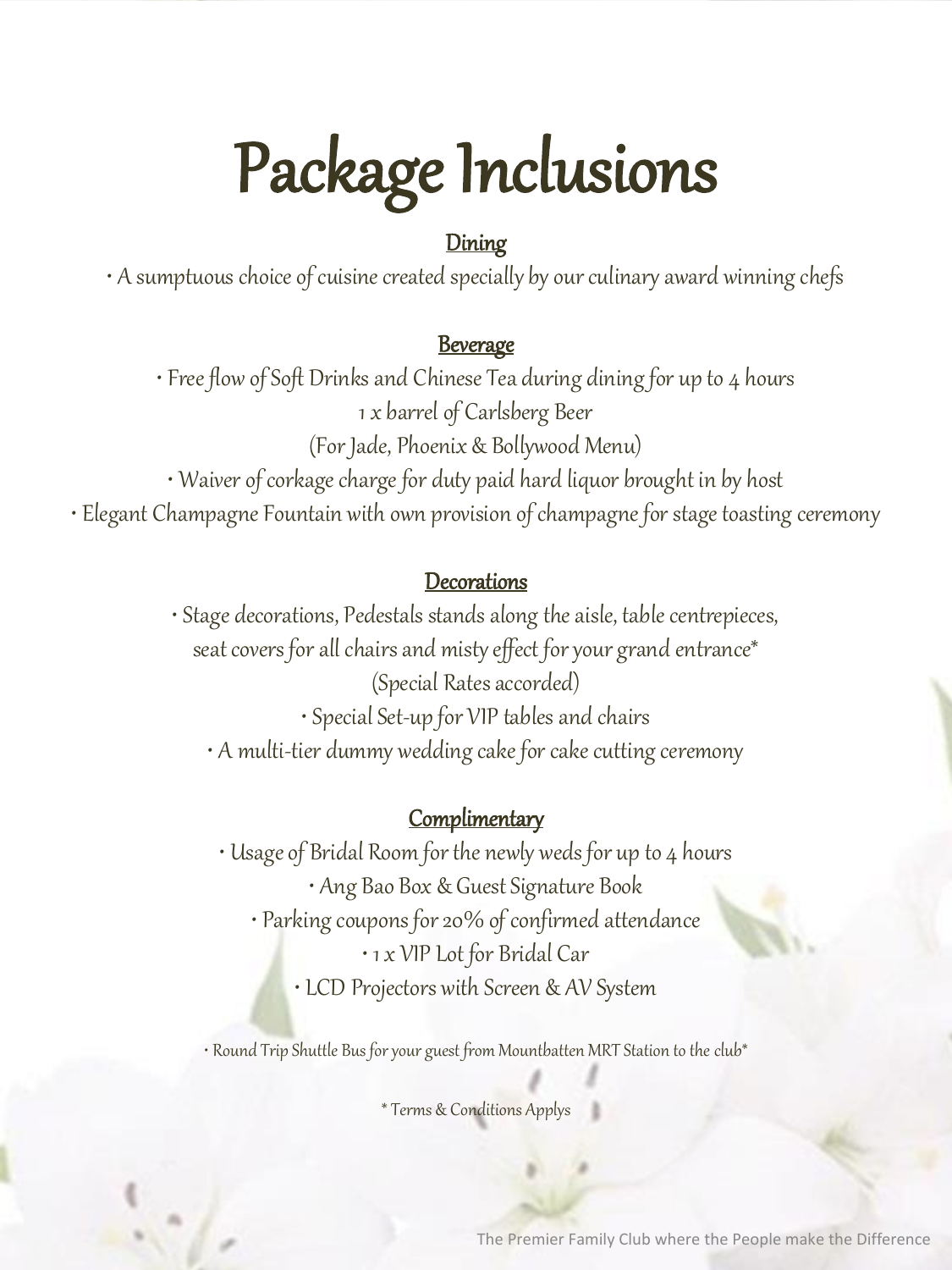# Package Inclusions

## Dining

• A sumptuous choice of cuisine created specially by our culinary award winning chefs

## Beverage

• Free flow of Soft Drinks and Chinese Tea during dining for up to 4 hours
1 x barrel of Carlsberg Beer
(For Jade, Phoenix & Bollywood Menu)
• Waiver of corkage charge for duty paid hard liquor brought in by host
• Elegant Champagne Fountain with own provision of champagne for stage toasting ceremony

## Decorations

• Stage decorations, Pedestals stands along the aisle, table centrepieces, seat covers for all chairs and misty effect for your grand entrance*
(Special Rates accorded)
• Special Set-up for VIP tables and chairs
• A multi-tier dummy wedding cake for cake cutting ceremony

## Complimentary

• Usage of Bridal Room for the newly weds for up to 4 hours
• Ang Bao Box & Guest Signature Book
• Parking coupons for 20% of confirmed attendance
• 1 x VIP Lot for Bridal Car
• LCD Projectors with Screen & AV System

• Round Trip Shuttle Bus for your guest from Mountbatten MRT Station to the club*

* Terms & Conditions Applys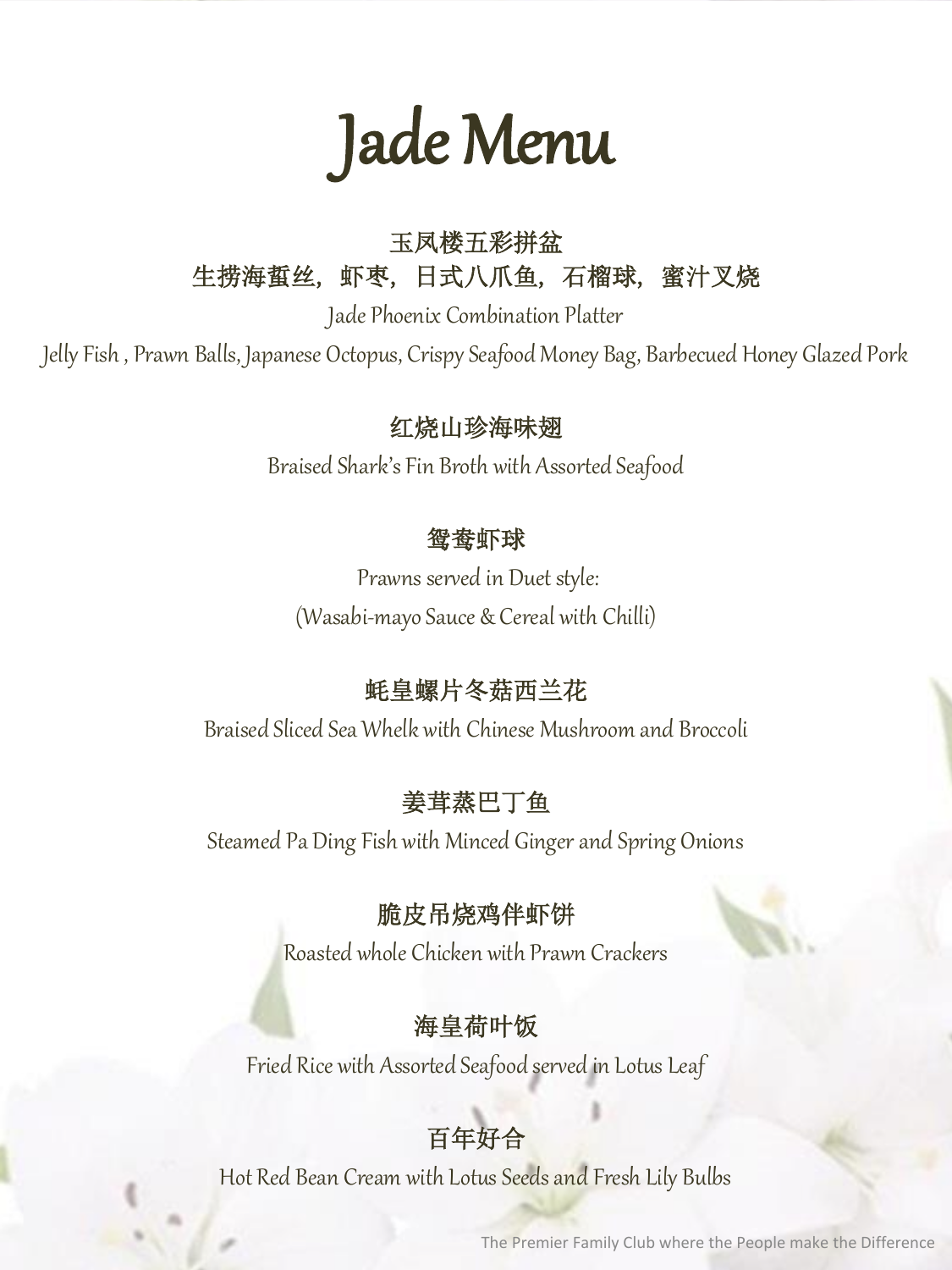# Jade Menu

**玉凤楼五彩拼盆**
**生捞海蜇丝，虾枣，日式八爪鱼，石榴球，蜜汁叉烧**
*Jade Phoenix Combination Platter*
*Jelly Fish , Prawn Balls, Japanese Octopus, Crispy Seafood Money Bag, Barbecued Honey Glazed Pork*

**红烧山珍海味翅**
*Braised Shark's Fin Broth with Assorted Seafood*

**鸳鸯虾球**
*Prawns served in Duet style:*
*(Wasabi-mayo Sauce & Cereal with Chilli)*

**蚝皇螺片冬菇西兰花**
*Braised Sliced Sea Whelk with Chinese Mushroom and Broccoli*

**姜茸蒸巴丁鱼**
*Steamed Pa Ding Fish with Minced Ginger and Spring Onions*

**脆皮吊烧鸡伴虾饼**
*Roasted whole Chicken with Prawn Crackers*

**海皇荷叶饭**
*Fried Rice with Assorted Seafood served in Lotus Leaf*

**百年好合**
*Hot Red Bean Cream with Lotus Seeds and Fresh Lily Bulbs*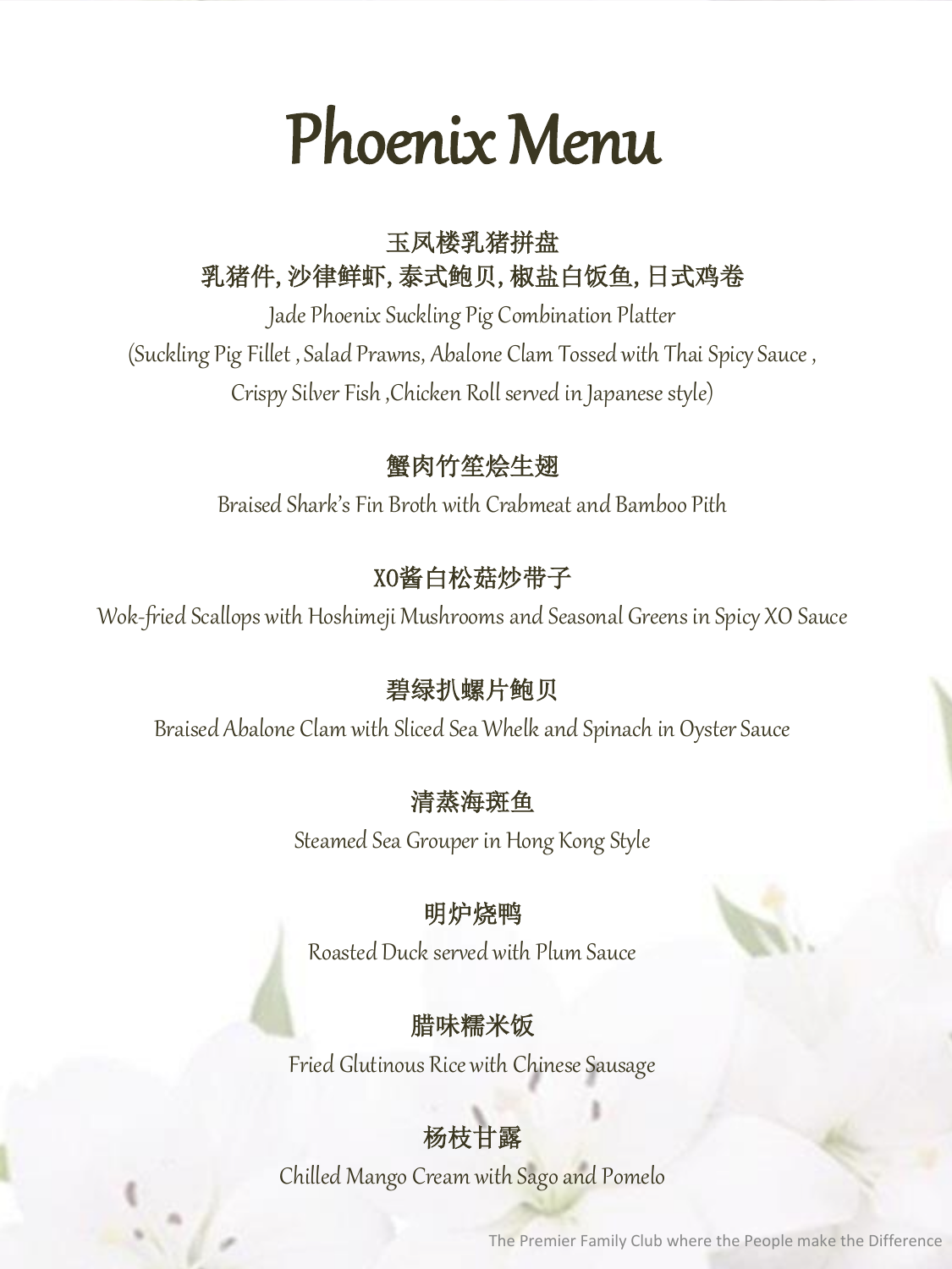# Phoenix Menu

**玉凤楼乳猪拼盘**
**乳猪件, 沙律鲜虾, 泰式鲍贝, 椒盐白饭鱼, 日式鸡卷**

Jade Phoenix Suckling Pig Combination Platter
(Suckling Pig Fillet , Salad Prawns, Abalone Clam Tossed with Thai Spicy Sauce , Crispy Silver Fish ,Chicken Roll served in Japanese style)

**蟹肉竹笙烩生翅**

Braised Shark's Fin Broth with Crabmeat and Bamboo Pith

**XO酱白松菇炒带子**

Wok-fried Scallops with Hoshimeji Mushrooms and Seasonal Greens in Spicy XO Sauce

**碧绿扒螺片鲍贝**

Braised Abalone Clam with Sliced Sea Whelk and Spinach in Oyster Sauce

**清蒸海斑鱼**

Steamed Sea Grouper in Hong Kong Style

**明炉烧鸭**

Roasted Duck served with Plum Sauce

**腊味糯米饭**

Fried Glutinous Rice with Chinese Sausage

**杨枝甘露**

Chilled Mango Cream with Sago and Pomelo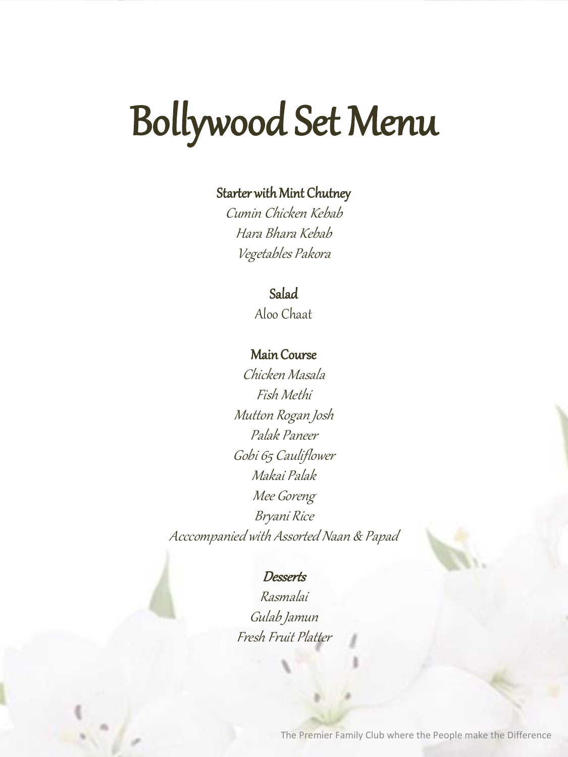# Bollywood Set Menu

### Starter with Mint Chutney

*Cumin Chicken Kebab*

*Hara Bhara Kebab*

*Vegetables Pakora*

### Salad

Aloo Chaat

### Main Course

*Chicken Masala*

*Fish Methi*

*Mutton Rogan Josh*

*Palak Paneer*

*Gobi 65 Cauliflower*

*Makai Palak*

*Mee Goreng*

*Bryani Rice*

*Acccompanied with Assorted Naan & Papad*

### *Desserts*

*Rasmalai*

*Gulab Jamun*

*Fresh Fruit Platter*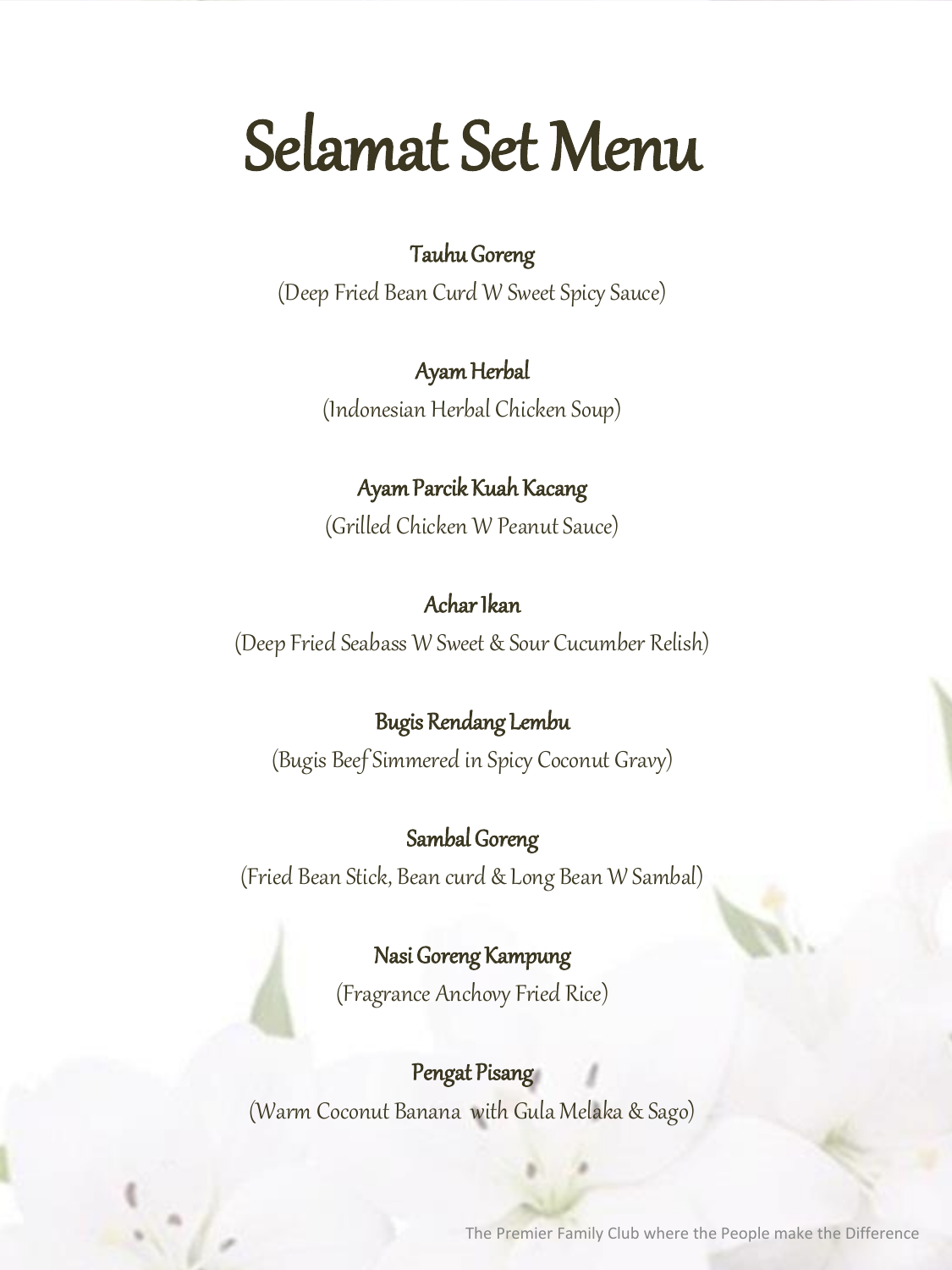# Selamat Set Menu

**Tauhu Goreng**

(Deep Fried Bean Curd W Sweet Spicy Sauce)

**Ayam Herbal**

(Indonesian Herbal Chicken Soup)

**Ayam Parcik Kuah Kacang**

(Grilled Chicken W Peanut Sauce)

**Achar Ikan**

(Deep Fried Seabass W Sweet & Sour Cucumber Relish)

**Bugis Rendang Lembu**

(Bugis Beef Simmered in Spicy Coconut Gravy)

**Sambal Goreng**

(Fried Bean Stick, Bean curd & Long Bean W Sambal)

**Nasi Goreng Kampung**

(Fragrance Anchovy Fried Rice)

**Pengat Pisang**

(Warm Coconut Banana with Gula Melaka & Sago)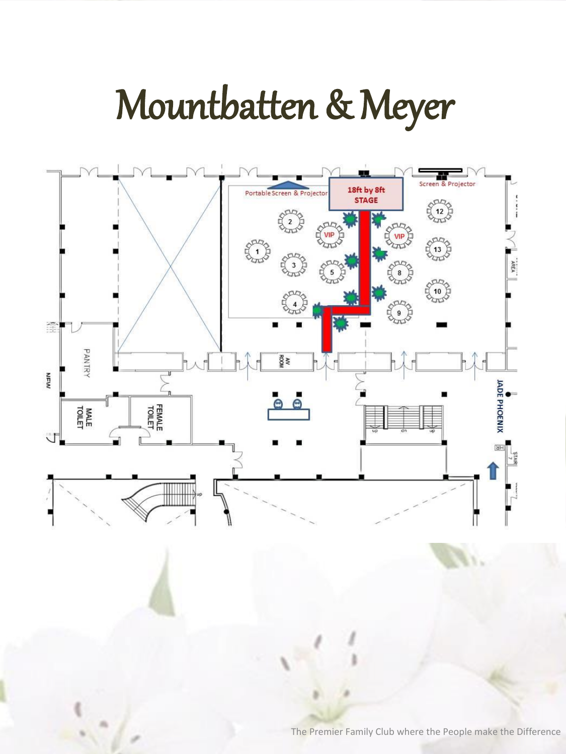# Mountbatten & Meyer

Portable Screen & Projector

18ft by 8ft STAGE

Screen & Projector

1
2
3
4
5
VIP
VIP
8
9
10
12
13

AV ROOM

PANTRY

MALE TOILET

FEMALE TOILET

JADE PHOENIX

up
dn
up